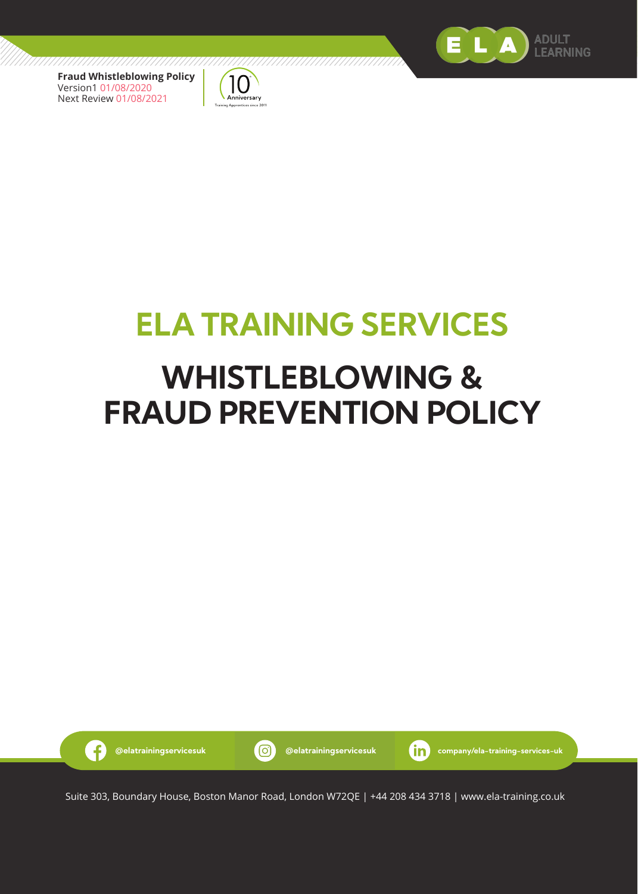**Fraud Whistleblowing Policy**
Version1 01/08/2020
Next Review 01/08/2021

# ELA TRAINING SERVICES

# WHISTLEBLOWING & FRAUD PREVENTION POLICY

@elatrainingservicesuk | @elatrainingservicesuk | company/ela-training-services-uk

Suite 303, Boundary House, Boston Manor Road, London W72QE | +44 208 434 3718 | www.ela-training.co.uk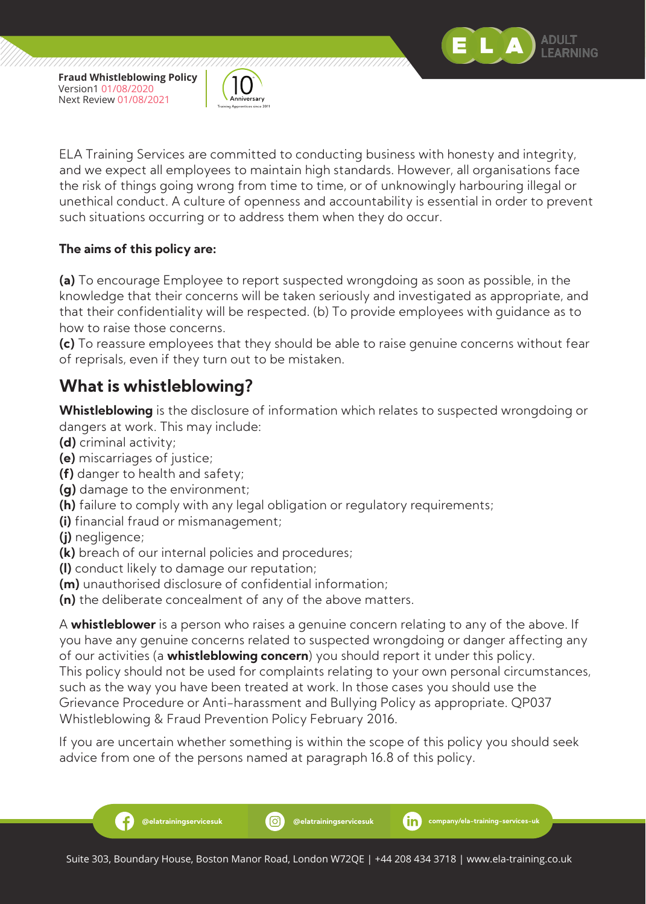ELA Training Services are committed to conducting business with honesty and integrity, and we expect all employees to maintain high standards. However, all organisations face the risk of things going wrong from time to time, or of unknowingly harbouring illegal or unethical conduct. A culture of openness and accountability is essential in order to prevent such situations occurring or to address them when they do occur.

**The aims of this policy are:**

**(a)** To encourage Employee to report suspected wrongdoing as soon as possible, in the knowledge that their concerns will be taken seriously and investigated as appropriate, and that their confidentiality will be respected. (b) To provide employees with guidance as to how to raise those concerns.
**(c)** To reassure employees that they should be able to raise genuine concerns without fear of reprisals, even if they turn out to be mistaken.

## What is whistleblowing?

**Whistleblowing** is the disclosure of information which relates to suspected wrongdoing or dangers at work. This may include:
**(d)** criminal activity;
**(e)** miscarriages of justice;
**(f)** danger to health and safety;
**(g)** damage to the environment;
**(h)** failure to comply with any legal obligation or regulatory requirements;
**(i)** financial fraud or mismanagement;
**(j)** negligence;
**(k)** breach of our internal policies and procedures;
**(l)** conduct likely to damage our reputation;
**(m)** unauthorised disclosure of confidential information;
**(n)** the deliberate concealment of any of the above matters.

A **whistleblower** is a person who raises a genuine concern relating to any of the above. If you have any genuine concerns related to suspected wrongdoing or danger affecting any of our activities (a **whistleblowing concern**) you should report it under this policy.
This policy should not be used for complaints relating to your own personal circumstances, such as the way you have been treated at work. In those cases you should use the Grievance Procedure or Anti-harassment and Bullying Policy as appropriate. QP037 Whistleblowing & Fraud Prevention Policy February 2016.

If you are uncertain whether something is within the scope of this policy you should seek advice from one of the persons named at paragraph 16.8 of this policy.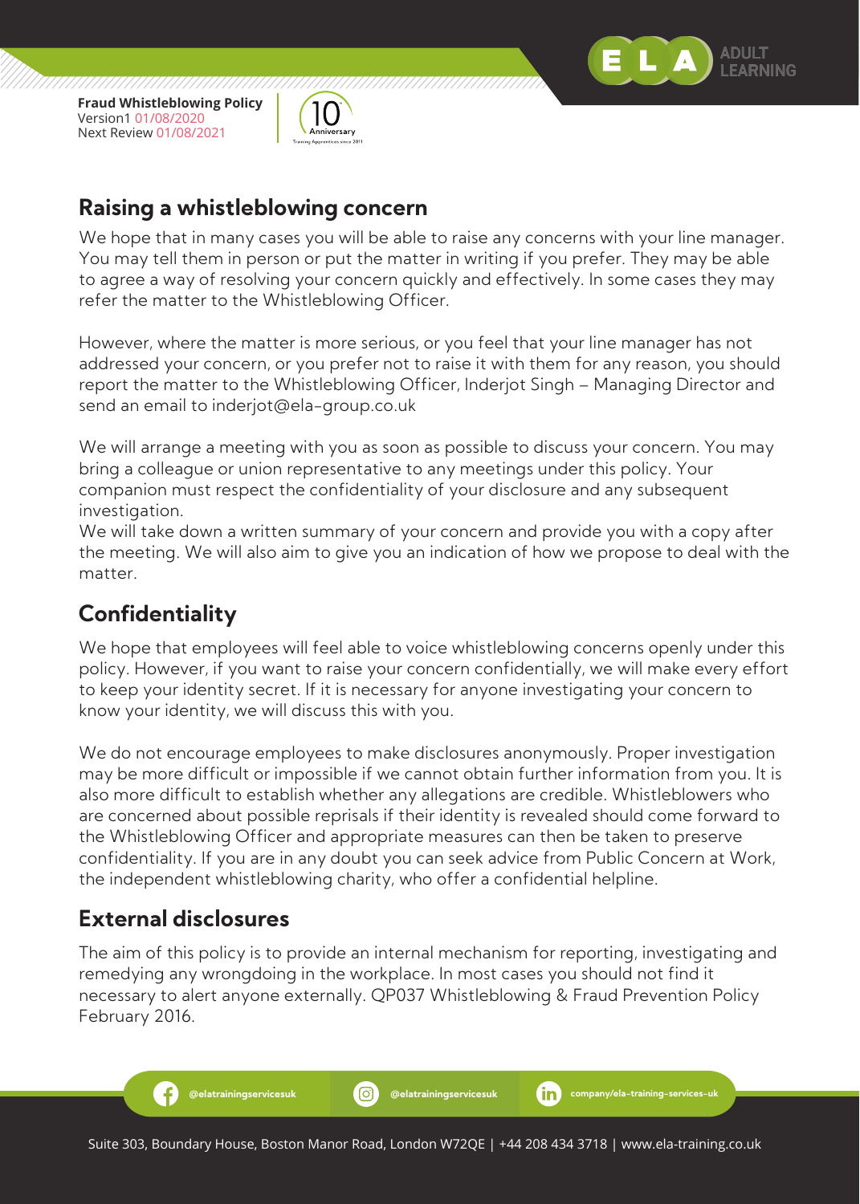## Raising a whistleblowing concern

We hope that in many cases you will be able to raise any concerns with your line manager. You may tell them in person or put the matter in writing if you prefer. They may be able to agree a way of resolving your concern quickly and effectively. In some cases they may refer the matter to the Whistleblowing Officer.

However, where the matter is more serious, or you feel that your line manager has not addressed your concern, or you prefer not to raise it with them for any reason, you should report the matter to the Whistleblowing Officer, Inderjot Singh – Managing Director and send an email to inderjot@ela-group.co.uk

We will arrange a meeting with you as soon as possible to discuss your concern. You may bring a colleague or union representative to any meetings under this policy. Your companion must respect the confidentiality of your disclosure and any subsequent investigation.
We will take down a written summary of your concern and provide you with a copy after the meeting. We will also aim to give you an indication of how we propose to deal with the matter.

## Confidentiality

We hope that employees will feel able to voice whistleblowing concerns openly under this policy. However, if you want to raise your concern confidentially, we will make every effort to keep your identity secret. If it is necessary for anyone investigating your concern to know your identity, we will discuss this with you.

We do not encourage employees to make disclosures anonymously. Proper investigation may be more difficult or impossible if we cannot obtain further information from you. It is also more difficult to establish whether any allegations are credible. Whistleblowers who are concerned about possible reprisals if their identity is revealed should come forward to the Whistleblowing Officer and appropriate measures can then be taken to preserve confidentiality. If you are in any doubt you can seek advice from Public Concern at Work, the independent whistleblowing charity, who offer a confidential helpline.

## External disclosures

The aim of this policy is to provide an internal mechanism for reporting, investigating and remedying any wrongdoing in the workplace. In most cases you should not find it necessary to alert anyone externally. QP037 Whistleblowing & Fraud Prevention Policy February 2016.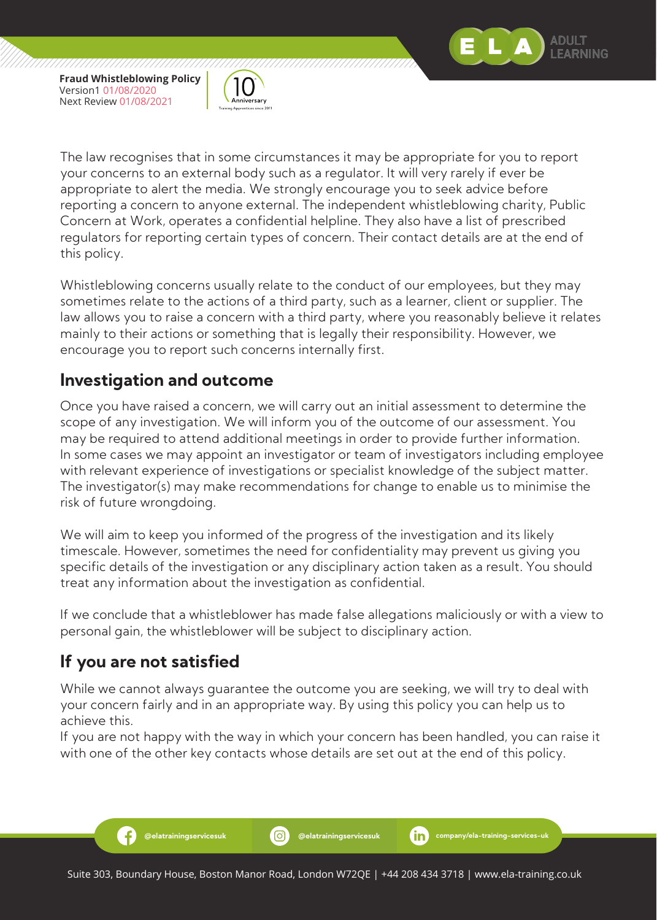The law recognises that in some circumstances it may be appropriate for you to report your concerns to an external body such as a regulator. It will very rarely if ever be appropriate to alert the media. We strongly encourage you to seek advice before reporting a concern to anyone external. The independent whistleblowing charity, Public Concern at Work, operates a confidential helpline. They also have a list of prescribed regulators for reporting certain types of concern. Their contact details are at the end of this policy.

Whistleblowing concerns usually relate to the conduct of our employees, but they may sometimes relate to the actions of a third party, such as a learner, client or supplier. The law allows you to raise a concern with a third party, where you reasonably believe it relates mainly to their actions or something that is legally their responsibility. However, we encourage you to report such concerns internally first.

## Investigation and outcome

Once you have raised a concern, we will carry out an initial assessment to determine the scope of any investigation. We will inform you of the outcome of our assessment. You may be required to attend additional meetings in order to provide further information. In some cases we may appoint an investigator or team of investigators including employee with relevant experience of investigations or specialist knowledge of the subject matter. The investigator(s) may make recommendations for change to enable us to minimise the risk of future wrongdoing.

We will aim to keep you informed of the progress of the investigation and its likely timescale. However, sometimes the need for confidentiality may prevent us giving you specific details of the investigation or any disciplinary action taken as a result. You should treat any information about the investigation as confidential.

If we conclude that a whistleblower has made false allegations maliciously or with a view to personal gain, the whistleblower will be subject to disciplinary action.

## If you are not satisfied

While we cannot always guarantee the outcome you are seeking, we will try to deal with your concern fairly and in an appropriate way. By using this policy you can help us to achieve this.
If you are not happy with the way in which your concern has been handled, you can raise it with one of the other key contacts whose details are set out at the end of this policy.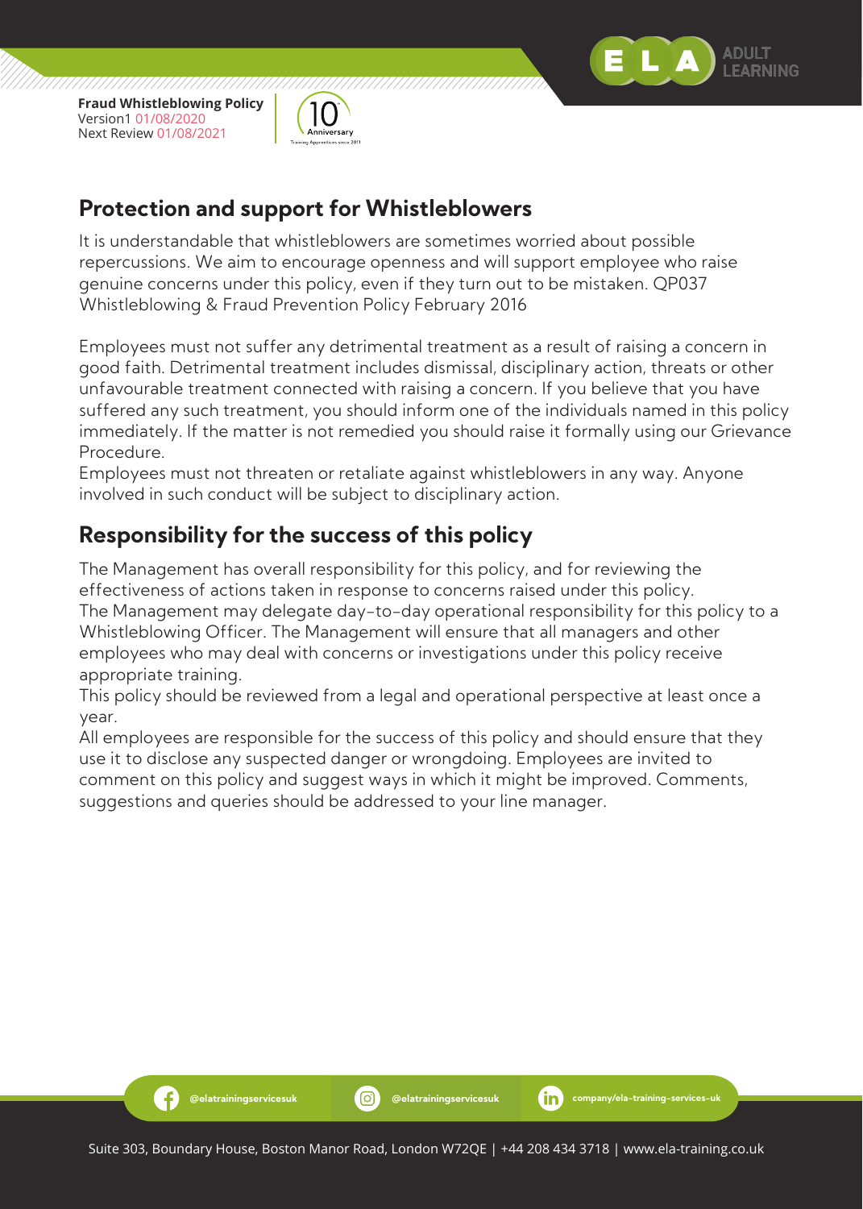## Protection and support for Whistleblowers

It is understandable that whistleblowers are sometimes worried about possible repercussions. We aim to encourage openness and will support employee who raise genuine concerns under this policy, even if they turn out to be mistaken. QP037 Whistleblowing & Fraud Prevention Policy February 2016

Employees must not suffer any detrimental treatment as a result of raising a concern in good faith. Detrimental treatment includes dismissal, disciplinary action, threats or other unfavourable treatment connected with raising a concern. If you believe that you have suffered any such treatment, you should inform one of the individuals named in this policy immediately. If the matter is not remedied you should raise it formally using our Grievance Procedure.
Employees must not threaten or retaliate against whistleblowers in any way. Anyone involved in such conduct will be subject to disciplinary action.

## Responsibility for the success of this policy

The Management has overall responsibility for this policy, and for reviewing the effectiveness of actions taken in response to concerns raised under this policy.
The Management may delegate day-to-day operational responsibility for this policy to a Whistleblowing Officer. The Management will ensure that all managers and other employees who may deal with concerns or investigations under this policy receive appropriate training.
This policy should be reviewed from a legal and operational perspective at least once a year.
All employees are responsible for the success of this policy and should ensure that they use it to disclose any suspected danger or wrongdoing. Employees are invited to comment on this policy and suggest ways in which it might be improved. Comments, suggestions and queries should be addressed to your line manager.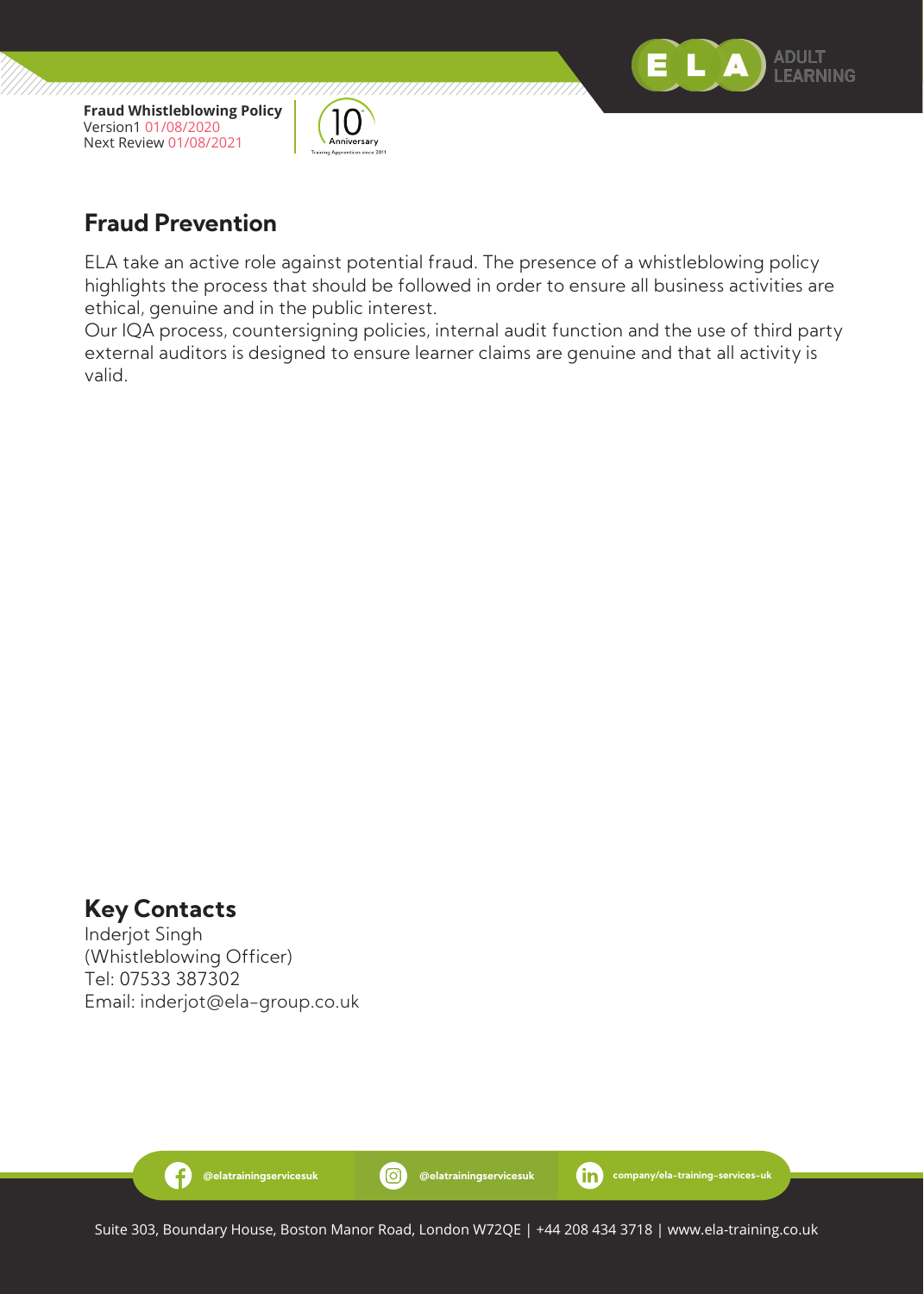## Fraud Prevention

ELA take an active role against potential fraud. The presence of a whistleblowing policy highlights the process that should be followed in order to ensure all business activities are ethical, genuine and in the public interest.
Our IQA process, countersigning policies, internal audit function and the use of third party external auditors is designed to ensure learner claims are genuine and that all activity is valid.

## Key Contacts

Inderjot Singh
(Whistleblowing Officer)
Tel: 07533 387302
Email: inderjot@ela-group.co.uk